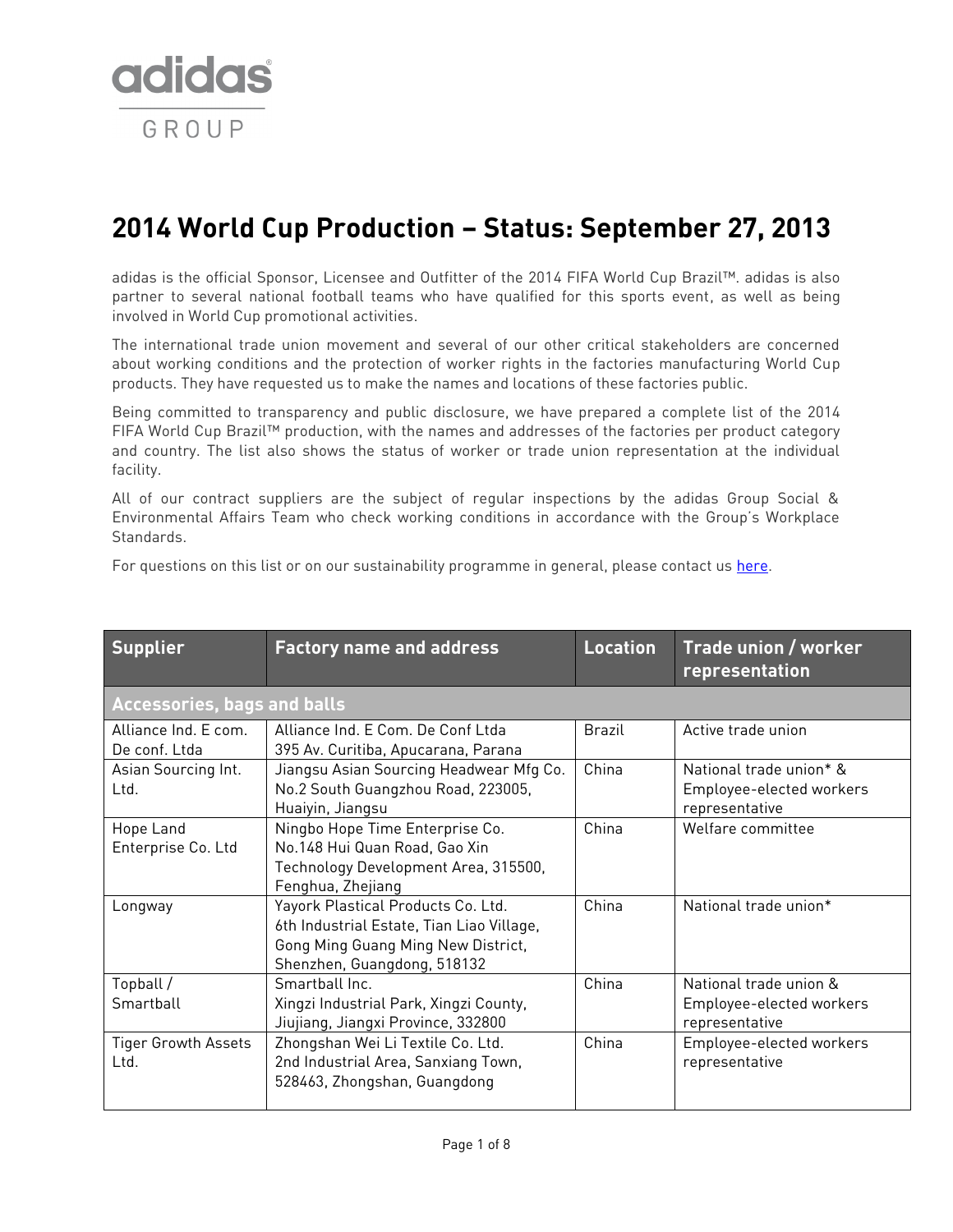adidas GROUP

# 2014 World Cup Production – Status: September 27, 2013

adidas is the official Sponsor, Licensee and Outfitter of the 2014 FIFA World Cup Brazil™. adidas is also partner to several national football teams who have qualified for this sports event, as well as being involved in World Cup promotional activities.

The international trade union movement and several of our other critical stakeholders are concerned about working conditions and the protection of worker rights in the factories manufacturing World Cup products. They have requested us to make the names and locations of these factories public.

Being committed to transparency and public disclosure, we have prepared a complete list of the 2014 FIFA World Cup Brazil™ production, with the names and addresses of the factories per product category and country. The list also shows the status of worker or trade union representation at the individual facility.

All of our contract suppliers are the subject of regular inspections by the adidas Group Social & Environmental Affairs Team who check working conditions in accordance with the Group's Workplace Standards.

For questions on this list or on our sustainability programme in general, please contact us here.

| Supplier | Factory name and address | Location | Trade union / worker representation |
|---|---|---|---|
| **Accessories, bags and balls** | | | |
| Alliance Ind. E com. De conf. Ltda | Alliance Ind. E Com. De Conf Ltda 395 Av. Curitiba, Apucarana, Parana | Brazil | Active trade union |
| Asian Sourcing Int. Ltd. | Jiangsu Asian Sourcing Headwear Mfg Co. No.2 South Guangzhou Road, 223005, Huaiyin, Jiangsu | China | National trade union* & Employee-elected workers representative |
| Hope Land Enterprise Co. Ltd | Ningbo Hope Time Enterprise Co. No.148 Hui Quan Road, Gao Xin Technology Development Area, 315500, Fenghua, Zhejiang | China | Welfare committee |
| Longway | Yayork Plastical Products Co. Ltd. 6th Industrial Estate, Tian Liao Village, Gong Ming Guang Ming New District, Shenzhen, Guangdong, 518132 | China | National trade union* |
| Topball / Smartball | Smartball Inc. Xingzi Industrial Park, Xingzi County, Jiujiang, Jiangxi Province, 332800 | China | National trade union & Employee-elected workers representative |
| Tiger Growth Assets Ltd. | Zhongshan Wei Li Textile Co. Ltd. 2nd Industrial Area, Sanxiang Town, 528463, Zhongshan, Guangdong | China | Employee-elected workers representative |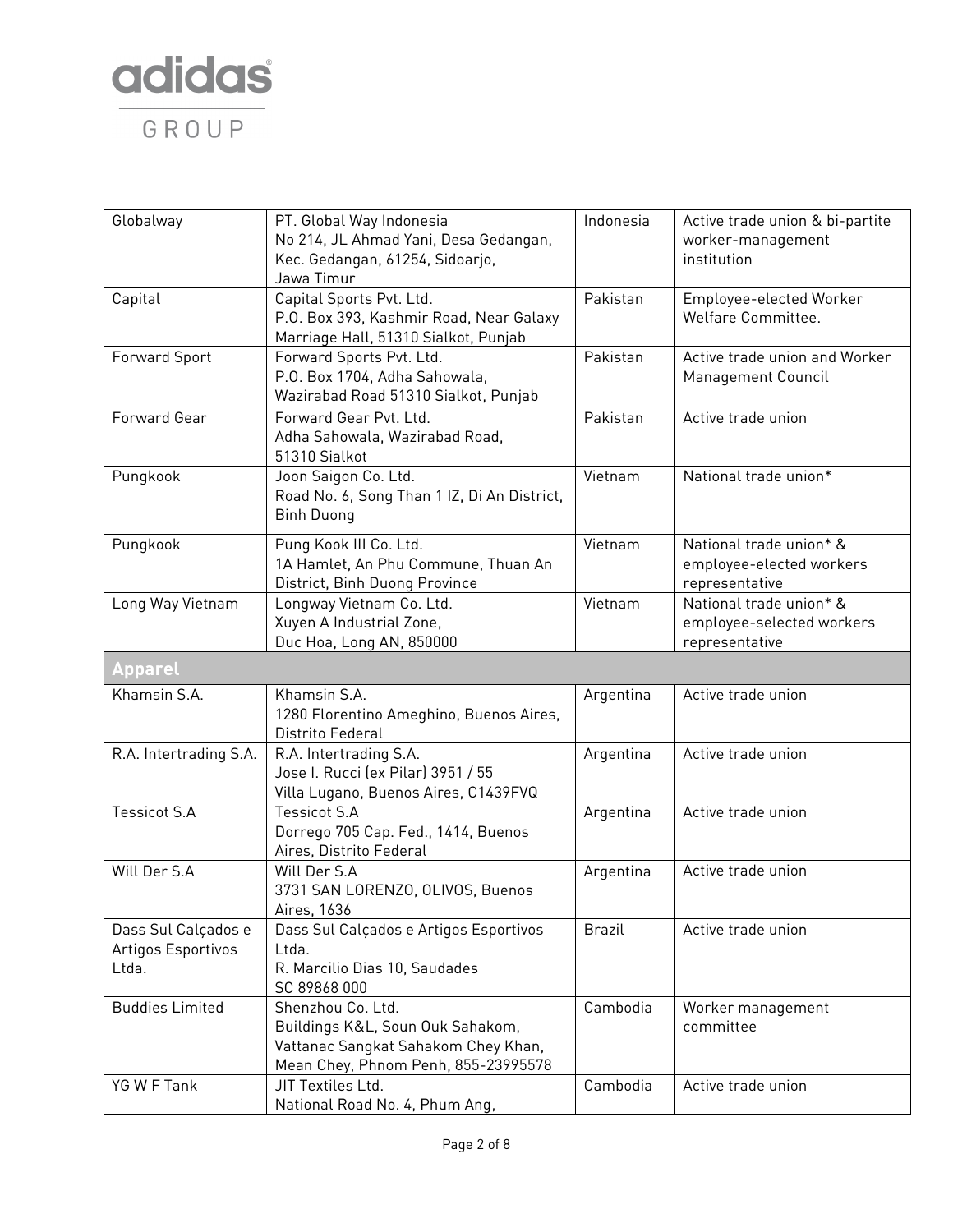| | | | |
|---|---|---|---|
| Globalway | PT. Global Way Indonesia<br>No 214, JL Ahmad Yani, Desa Gedangan,<br>Kec. Gedangan, 61254, Sidoarjo,<br>Jawa Timur | Indonesia | Active trade union & bi-partite worker-management institution |
| Capital | Capital Sports Pvt. Ltd.<br>P.O. Box 393, Kashmir Road, Near Galaxy Marriage Hall, 51310 Sialkot, Punjab | Pakistan | Employee-elected Worker Welfare Committee. |
| Forward Sport | Forward Sports Pvt. Ltd.<br>P.O. Box 1704, Adha Sahowala,<br>Wazirabad Road 51310 Sialkot, Punjab | Pakistan | Active trade union and Worker Management Council |
| Forward Gear | Forward Gear Pvt. Ltd.<br>Adha Sahowala, Wazirabad Road,<br>51310 Sialkot | Pakistan | Active trade union |
| Pungkook | Joon Saigon Co. Ltd.<br>Road No. 6, Song Than 1 IZ, Di An District,<br>Binh Duong | Vietnam | National trade union* |
| Pungkook | Pung Kook III Co. Ltd.<br>1A Hamlet, An Phu Commune, Thuan An District, Binh Duong Province | Vietnam | National trade union* & employee-elected workers representative |
| Long Way Vietnam | Longway Vietnam Co. Ltd.<br>Xuyen A Industrial Zone,<br>Duc Hoa, Long AN, 850000 | Vietnam | National trade union* & employee-selected workers representative |
| **Apparel** | | | |
| Khamsin S.A. | Khamsin S.A.<br>1280 Florentino Ameghino, Buenos Aires, Distrito Federal | Argentina | Active trade union |
| R.A. Intertrading S.A. | R.A. Intertrading S.A.<br>Jose I. Rucci (ex Pilar) 3951 / 55<br>Villa Lugano, Buenos Aires, C1439FVQ | Argentina | Active trade union |
| Tessicot S.A | Tessicot S.A<br>Dorrego 705 Cap. Fed., 1414, Buenos Aires, Distrito Federal | Argentina | Active trade union |
| Will Der S.A | Will Der S.A<br>3731 SAN LORENZO, OLIVOS, Buenos Aires, 1636 | Argentina | Active trade union |
| Dass Sul Calçados e Artigos Esportivos Ltda. | Dass Sul Calçados e Artigos Esportivos Ltda.<br>R. Marcilio Dias 10, Saudades<br>SC 89868 000 | Brazil | Active trade union |
| Buddies Limited | Shenzhou Co. Ltd.<br>Buildings K&L, Soun Ouk Sahakom,<br>Vattanac Sangkat Sahakom Chey Khan,<br>Mean Chey, Phnom Penh, 855-23995578 | Cambodia | Worker management committee |
| YG W F Tank | JIT Textiles Ltd.<br>National Road No. 4, Phum Ang, | Cambodia | Active trade union |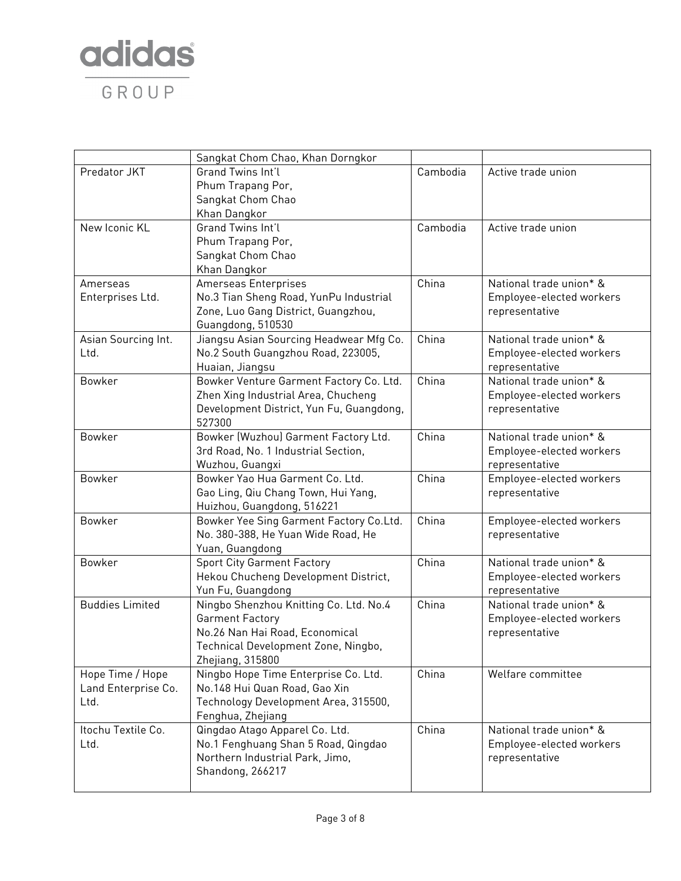|  |  |  |  |
|---|---|---|---|
|  | Sangkat Chom Chao, Khan Dorngkor |  |  |
| Predator JKT | Grand Twins Int'l<br>Phum Trapang Por,<br>Sangkat Chom Chao<br>Khan Dangkor | Cambodia | Active trade union |
| New Iconic KL | Grand Twins Int'l<br>Phum Trapang Por,<br>Sangkat Chom Chao<br>Khan Dangkor | Cambodia | Active trade union |
| Amerseas Enterprises Ltd. | Amerseas Enterprises<br>No.3 Tian Sheng Road, YunPu Industrial Zone, Luo Gang District, Guangzhou, Guangdong, 510530 | China | National trade union* & Employee-elected workers representative |
| Asian Sourcing Int. Ltd. | Jiangsu Asian Sourcing Headwear Mfg Co.<br>No.2 South Guangzhou Road, 223005, Huaian, Jiangsu | China | National trade union* & Employee-elected workers representative |
| Bowker | Bowker Venture Garment Factory Co. Ltd.<br>Zhen Xing Industrial Area, Chucheng Development District, Yun Fu, Guangdong, 527300 | China | National trade union* & Employee-elected workers representative |
| Bowker | Bowker (Wuzhou) Garment Factory Ltd.<br>3rd Road, No. 1 Industrial Section, Wuzhou, Guangxi | China | National trade union* & Employee-elected workers representative |
| Bowker | Bowker Yao Hua Garment Co. Ltd.<br>Gao Ling, Qiu Chang Town, Hui Yang, Huizhou, Guangdong, 516221 | China | Employee-elected workers representative |
| Bowker | Bowker Yee Sing Garment Factory Co.Ltd.<br>No. 380-388, He Yuan Wide Road, He Yuan, Guangdong | China | Employee-elected workers representative |
| Bowker | Sport City Garment Factory<br>Hekou Chucheng Development District, Yun Fu, Guangdong | China | National trade union* & Employee-elected workers representative |
| Buddies Limited | Ningbo Shenzhou Knitting Co. Ltd. No.4 Garment Factory<br>No.26 Nan Hai Road, Economical Technical Development Zone, Ningbo, Zhejiang, 315800 | China | National trade union* & Employee-elected workers representative |
| Hope Time / Hope Land Enterprise Co. Ltd. | Ningbo Hope Time Enterprise Co. Ltd.<br>No.148 Hui Quan Road, Gao Xin Technology Development Area, 315500, Fenghua, Zhejiang | China | Welfare committee |
| Itochu Textile Co. Ltd. | Qingdao Atago Apparel Co. Ltd.<br>No.1 Fenghuang Shan 5 Road, Qingdao Northern Industrial Park, Jimo, Shandong, 266217 | China | National trade union* & Employee-elected workers representative |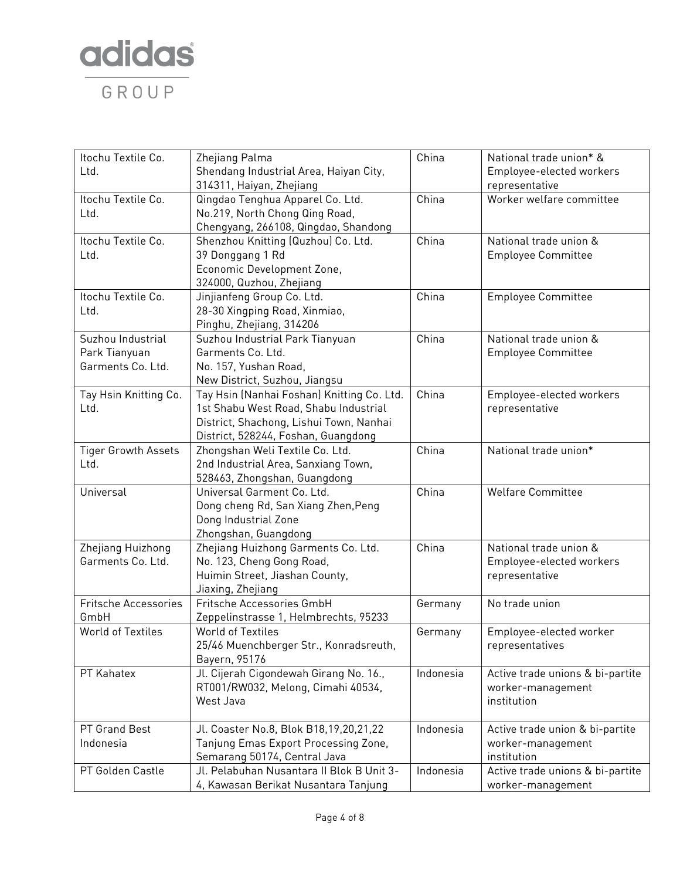| | | | |
|---|---|---|---|
| Itochu Textile Co. Ltd. | Zhejiang Palma<br>Shendang Industrial Area, Haiyan City, 314311, Haiyan, Zhejiang | China | National trade union* & Employee-elected workers representative |
| Itochu Textile Co. Ltd. | Qingdao Tenghua Apparel Co. Ltd.<br>No.219, North Chong Qing Road, Chengyang, 266108, Qingdao, Shandong | China | Worker welfare committee |
| Itochu Textile Co. Ltd. | Shenzhou Knitting (Quzhou) Co. Ltd.<br>39 Donggang 1 Rd<br>Economic Development Zone, 324000, Quzhou, Zhejiang | China | National trade union & Employee Committee |
| Itochu Textile Co. Ltd. | Jinjianfeng Group Co. Ltd.<br>28-30 Xingping Road, Xinmiao, Pinghu, Zhejiang, 314206 | China | Employee Committee |
| Suzhou Industrial Park Tianyuan Garments Co. Ltd. | Suzhou Industrial Park Tianyuan Garments Co. Ltd.<br>No. 157, Yushan Road, New District, Suzhou, Jiangsu | China | National trade union & Employee Committee |
| Tay Hsin Knitting Co. Ltd. | Tay Hsin (Nanhai Foshan) Knitting Co. Ltd.<br>1st Shabu West Road, Shabu Industrial District, Shachong, Lishui Town, Nanhai District, 528244, Foshan, Guangdong | China | Employee-elected workers representative |
| Tiger Growth Assets Ltd. | Zhongshan Weli Textile Co. Ltd.<br>2nd Industrial Area, Sanxiang Town, 528463, Zhongshan, Guangdong | China | National trade union* |
| Universal | Universal Garment Co. Ltd.<br>Dong cheng Rd, San Xiang Zhen,Peng Dong Industrial Zone<br>Zhongshan, Guangdong | China | Welfare Committee |
| Zhejiang Huizhong Garments Co. Ltd. | Zhejiang Huizhong Garments Co. Ltd.<br>No. 123, Cheng Gong Road,<br>Huimin Street, Jiashan County,<br>Jiaxing, Zhejiang | China | National trade union & Employee-elected workers representative |
| Fritsche Accessories GmbH | Fritsche Accessories GmbH<br>Zeppelinstrasse 1, Helmbrechts, 95233 | Germany | No trade union |
| World of Textiles | World of Textiles<br>25/46 Muenchberger Str., Konradsreuth, Bayern, 95176 | Germany | Employee-elected worker representatives |
| PT Kahatex | Jl. Cijerah Cigondewah Girang No. 16., RT001/RW032, Melong, Cimahi 40534, West Java | Indonesia | Active trade unions & bi-partite worker-management institution |
| PT Grand Best Indonesia | Jl. Coaster No.8, Blok B18,19,20,21,22 Tanjung Emas Export Processing Zone, Semarang 50174, Central Java | Indonesia | Active trade union & bi-partite worker-management institution |
| PT Golden Castle | Jl. Pelabuhan Nusantara II Blok B Unit 3-4, Kawasan Berikat Nusantara Tanjung | Indonesia | Active trade unions & bi-partite worker-management |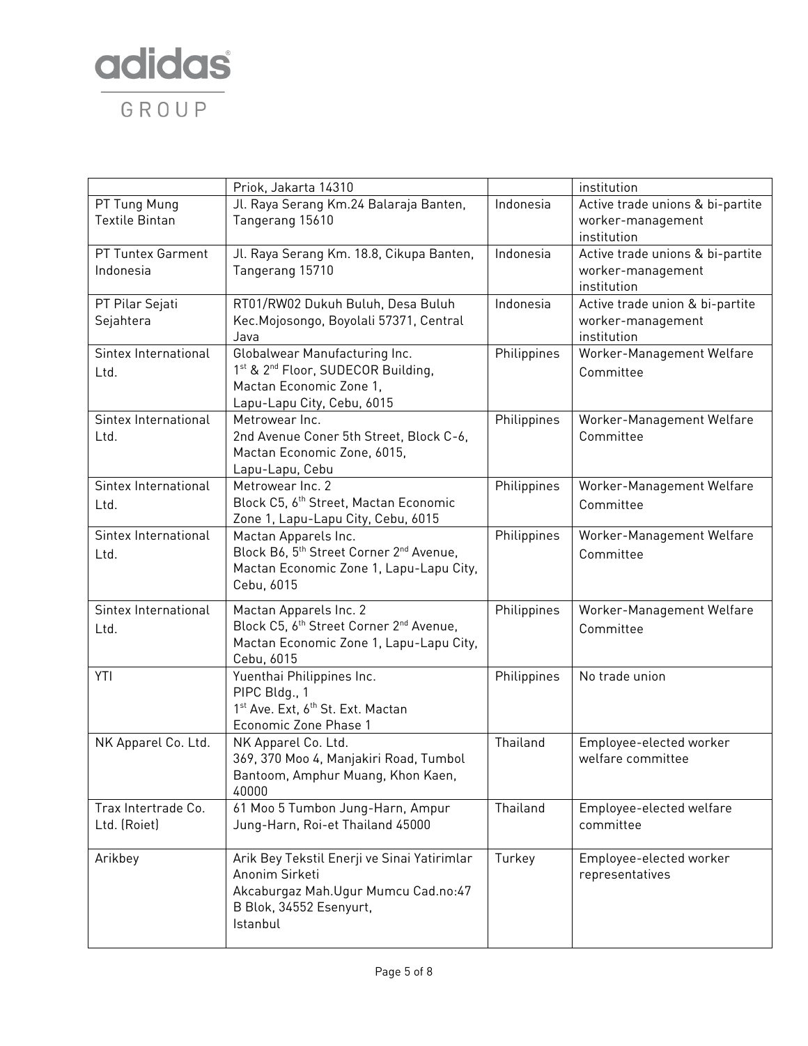| | | | |
|---|---|---|---|
| | Priok, Jakarta 14310 | | institution |
| PT Tung Mung Textile Bintan | Jl. Raya Serang Km.24 Balaraja Banten, Tangerang 15610 | Indonesia | Active trade unions & bi-partite worker-management institution |
| PT Tuntex Garment Indonesia | Jl. Raya Serang Km. 18.8, Cikupa Banten, Tangerang 15710 | Indonesia | Active trade unions & bi-partite worker-management institution |
| PT Pilar Sejati Sejahtera | RT01/RW02 Dukuh Buluh, Desa Buluh Kec.Mojosongo, Boyolali 57371, Central Java | Indonesia | Active trade union & bi-partite worker-management institution |
| Sintex International Ltd. | Globalwear Manufacturing Inc.<br>1st & 2nd Floor, SUDECOR Building, Mactan Economic Zone 1, Lapu-Lapu City, Cebu, 6015 | Philippines | Worker-Management Welfare Committee |
| Sintex International Ltd. | Metrowear Inc.<br>2nd Avenue Coner 5th Street, Block C-6, Mactan Economic Zone, 6015, Lapu-Lapu, Cebu | Philippines | Worker-Management Welfare Committee |
| Sintex International Ltd. | Metrowear Inc. 2<br>Block C5, 6th Street, Mactan Economic Zone 1, Lapu-Lapu City, Cebu, 6015 | Philippines | Worker-Management Welfare Committee |
| Sintex International Ltd. | Mactan Apparels Inc.<br>Block B6, 5th Street Corner 2nd Avenue, Mactan Economic Zone 1, Lapu-Lapu City, Cebu, 6015 | Philippines | Worker-Management Welfare Committee |
| Sintex International Ltd. | Mactan Apparels Inc. 2<br>Block C5, 6th Street Corner 2nd Avenue, Mactan Economic Zone 1, Lapu-Lapu City, Cebu, 6015 | Philippines | Worker-Management Welfare Committee |
| YTI | Yuenthai Philippines Inc.<br>PIPC Bldg., 1<br>1st Ave. Ext, 6th St. Ext. Mactan Economic Zone Phase 1 | Philippines | No trade union |
| NK Apparel Co. Ltd. | NK Apparel Co. Ltd.<br>369, 370 Moo 4, Manjakiri Road, Tumbol Bantoom, Amphur Muang, Khon Kaen, 40000 | Thailand | Employee-elected worker welfare committee |
| Trax Intertrade Co. Ltd. (Roiet) | 61 Moo 5 Tumbon Jung-Harn, Ampur Jung-Harn, Roi-et Thailand 45000 | Thailand | Employee-elected welfare committee |
| Arikbey | Arik Bey Tekstil Enerji ve Sinai Yatirimlar Anonim Sirketi<br>Akcaburgaz Mah.Ugur Mumcu Cad.no:47 B Blok, 34552 Esenyurt, Istanbul | Turkey | Employee-elected worker representatives |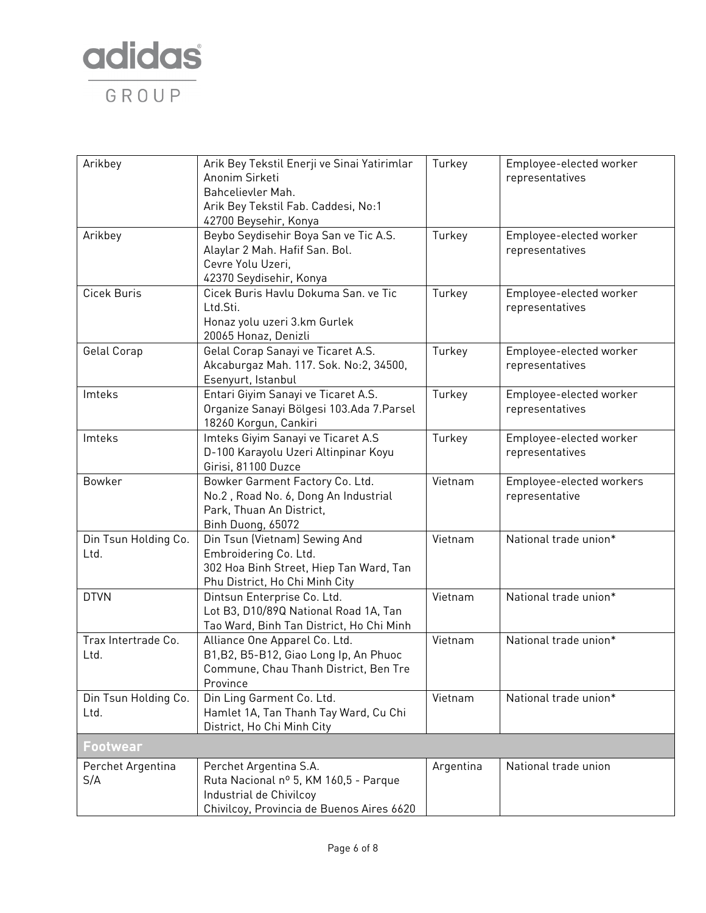| Arikbey | Arik Bey Tekstil Enerji ve Sinai Yatirimlar Anonim Sirketi<br>Bahcelievler Mah.<br>Arik Bey Tekstil Fab. Caddesi, No:1<br>42700 Beysehir, Konya | Turkey | Employee-elected worker representatives |
|---|---|---|---|
| Arikbey | Beybo Seydisehir Boya San ve Tic A.S.<br>Alaylar 2 Mah. Hafif San. Bol.<br>Cevre Yolu Uzeri,<br>42370 Seydisehir, Konya | Turkey | Employee-elected worker representatives |
| Cicek Buris | Cicek Buris Havlu Dokuma San. ve Tic Ltd.Sti.<br>Honaz yolu uzeri 3.km Gurlek<br>20065 Honaz, Denizli | Turkey | Employee-elected worker representatives |
| Gelal Corap | Gelal Corap Sanayi ve Ticaret A.S.<br>Akcaburgaz Mah. 117. Sok. No:2, 34500, Esenyurt, Istanbul | Turkey | Employee-elected worker representatives |
| Imteks | Entari Giyim Sanayi ve Ticaret A.S.<br>Organize Sanayi Bölgesi 103.Ada 7.Parsel<br>18260 Korgun, Cankiri | Turkey | Employee-elected worker representatives |
| Imteks | Imteks Giyim Sanayi ve Ticaret A.S<br>D-100 Karayolu Uzeri Altinpinar Koyu Girisi, 81100 Duzce | Turkey | Employee-elected worker representatives |
| Bowker | Bowker Garment Factory Co. Ltd.<br>No.2 , Road No. 6, Dong An Industrial Park, Thuan An District,<br>Binh Duong, 65072 | Vietnam | Employee-elected workers representative |
| Din Tsun Holding Co. Ltd. | Din Tsun (Vietnam) Sewing And Embroidering Co. Ltd.<br>302 Hoa Binh Street, Hiep Tan Ward, Tan Phu District, Ho Chi Minh City | Vietnam | National trade union* |
| DTVN | Dintsun Enterprise Co. Ltd.<br>Lot B3, D10/89Q National Road 1A, Tan Tao Ward, Binh Tan District, Ho Chi Minh | Vietnam | National trade union* |
| Trax Intertrade Co. Ltd. | Alliance One Apparel Co. Ltd.<br>B1,B2, B5-B12, Giao Long Ip, An Phuoc Commune, Chau Thanh District, Ben Tre Province | Vietnam | National trade union* |
| Din Tsun Holding Co. Ltd. | Din Ling Garment Co. Ltd.<br>Hamlet 1A, Tan Thanh Tay Ward, Cu Chi District, Ho Chi Minh City | Vietnam | National trade union* |
| **Footwear** | | | |
| Perchet Argentina S/A | Perchet Argentina S.A.<br>Ruta Nacional nº 5, KM 160,5 - Parque Industrial de Chivilcoy<br>Chivilcoy, Provincia de Buenos Aires 6620 | Argentina | National trade union |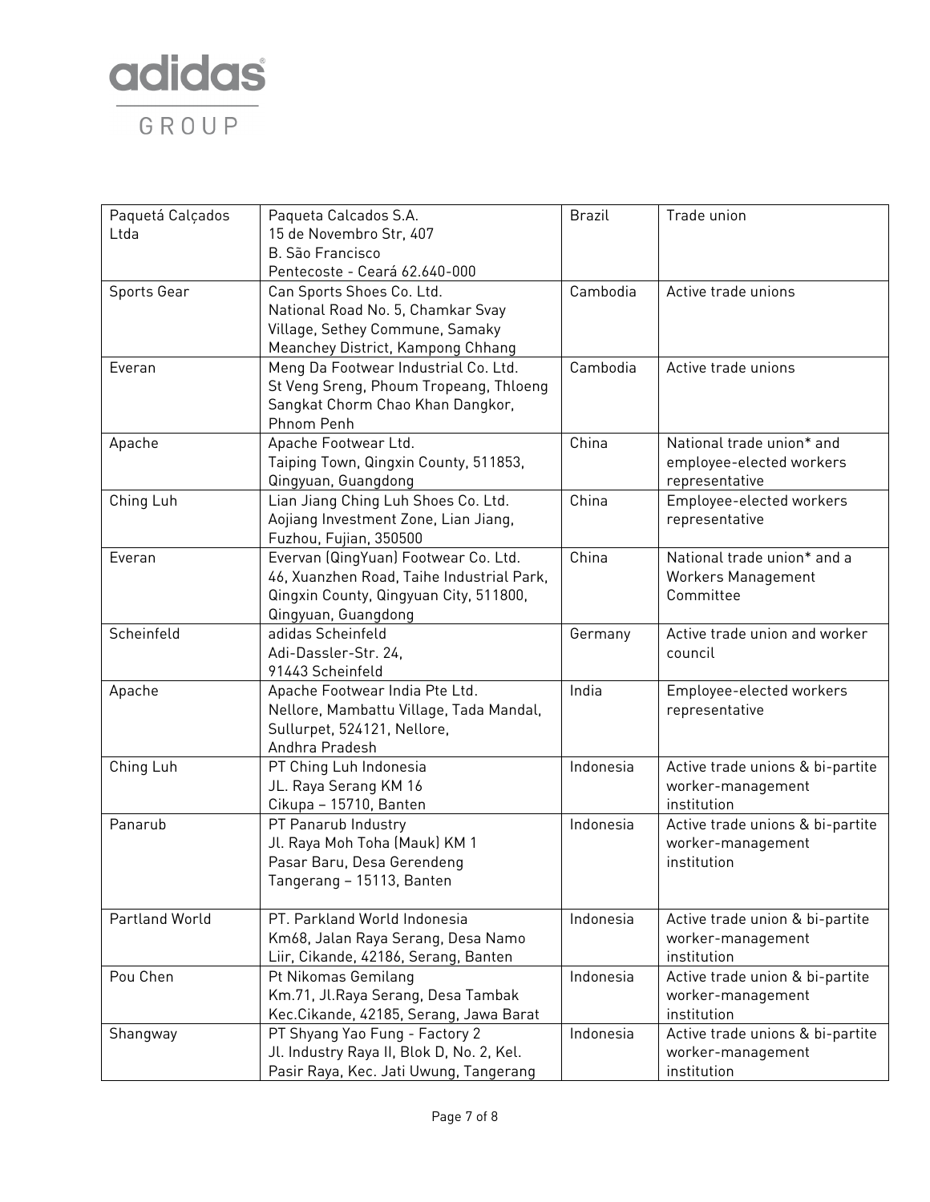| Paquetá Calçados Ltda | Paqueta Calcados S.A.<br>15 de Novembro Str, 407<br>B. São Francisco<br>Pentecoste - Ceará 62.640-000 | Brazil | Trade union |
|---|---|---|---|
| Sports Gear | Can Sports Shoes Co. Ltd.<br>National Road No. 5, Chamkar Svay Village, Sethey Commune, Samaky Meanchey District, Kampong Chhang | Cambodia | Active trade unions |
| Everan | Meng Da Footwear Industrial Co. Ltd.<br>St Veng Sreng, Phoum Tropeang, Thloeng Sangkat Chorm Chao Khan Dangkor, Phnom Penh | Cambodia | Active trade unions |
| Apache | Apache Footwear Ltd.<br>Taiping Town, Qingxin County, 511853, Qingyuan, Guangdong | China | National trade union* and employee-elected workers representative |
| Ching Luh | Lian Jiang Ching Luh Shoes Co. Ltd.<br>Aojiang Investment Zone, Lian Jiang, Fuzhou, Fujian, 350500 | China | Employee-elected workers representative |
| Everan | Evervan (QingYuan) Footwear Co. Ltd.<br>46, Xuanzhen Road, Taihe Industrial Park, Qingxin County, Qingyuan City, 511800, Qingyuan, Guangdong | China | National trade union* and a Workers Management Committee |
| Scheinfeld | adidas Scheinfeld<br>Adi-Dassler-Str. 24,<br>91443 Scheinfeld | Germany | Active trade union and worker council |
| Apache | Apache Footwear India Pte Ltd.<br>Nellore, Mambattu Village, Tada Mandal, Sullurpet, 524121, Nellore,<br>Andhra Pradesh | India | Employee-elected workers representative |
| Ching Luh | PT Ching Luh Indonesia<br>JL. Raya Serang KM 16<br>Cikupa – 15710, Banten | Indonesia | Active trade unions & bi-partite worker-management institution |
| Panarub | PT Panarub Industry<br>Jl. Raya Moh Toha (Mauk) KM 1<br>Pasar Baru, Desa Gerendeng<br>Tangerang – 15113, Banten | Indonesia | Active trade unions & bi-partite worker-management institution |
| Partland World | PT. Parkland World Indonesia<br>Km68, Jalan Raya Serang, Desa Namo Liir, Cikande, 42186, Serang, Banten | Indonesia | Active trade union & bi-partite worker-management institution |
| Pou Chen | Pt Nikomas Gemilang<br>Km.71, Jl.Raya Serang, Desa Tambak Kec.Cikande, 42185, Serang, Jawa Barat | Indonesia | Active trade union & bi-partite worker-management institution |
| Shangway | PT Shyang Yao Fung - Factory 2<br>Jl. Industry Raya II, Blok D, No. 2, Kel. Pasir Raya, Kec. Jati Uwung, Tangerang | Indonesia | Active trade unions & bi-partite worker-management institution |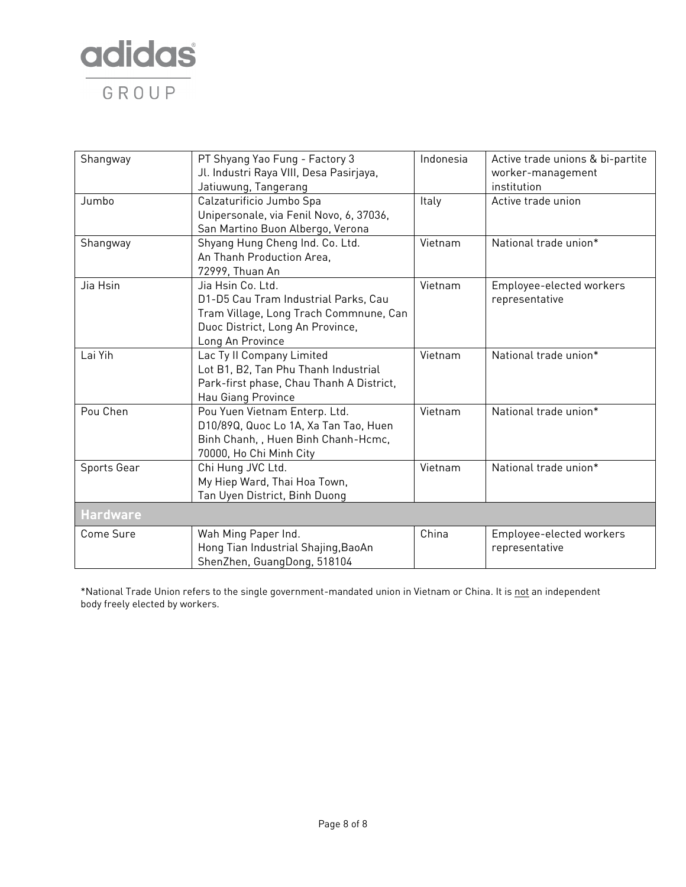| | | | |
|---|---|---|---|
| Shangway | PT Shyang Yao Fung - Factory 3 Jl. Industri Raya VIII, Desa Pasirjaya, Jatiuwung, Tangerang | Indonesia | Active trade unions & bi-partite worker-management institution |
| Jumbo | Calzaturificio Jumbo Spa Unipersonale, via Fenil Novo, 6, 37036, San Martino Buon Albergo, Verona | Italy | Active trade union |
| Shangway | Shyang Hung Cheng Ind. Co. Ltd. An Thanh Production Area, 72999, Thuan An | Vietnam | National trade union* |
| Jia Hsin | Jia Hsin Co. Ltd. D1-D5 Cau Tram Industrial Parks, Cau Tram Village, Long Trach Commnune, Can Duoc District, Long An Province, Long An Province | Vietnam | Employee-elected workers representative |
| Lai Yih | Lac Ty II Company Limited Lot B1, B2, Tan Phu Thanh Industrial Park-first phase, Chau Thanh A District, Hau Giang Province | Vietnam | National trade union* |
| Pou Chen | Pou Yuen Vietnam Enterp. Ltd. D10/89Q, Quoc Lo 1A, Xa Tan Tao, Huen Binh Chanh, , Huen Binh Chanh-Hcmc, 70000, Ho Chi Minh City | Vietnam | National trade union* |
| Sports Gear | Chi Hung JVC Ltd. My Hiep Ward, Thai Hoa Town, Tan Uyen District, Binh Duong | Vietnam | National trade union* |
| **Hardware** | | | |
| Come Sure | Wah Ming Paper Ind. Hong Tian Industrial Shajing,BaoAn ShenZhen, GuangDong, 518104 | China | Employee-elected workers representative |

*National Trade Union refers to the single government-mandated union in Vietnam or China. It is not an independent body freely elected by workers.